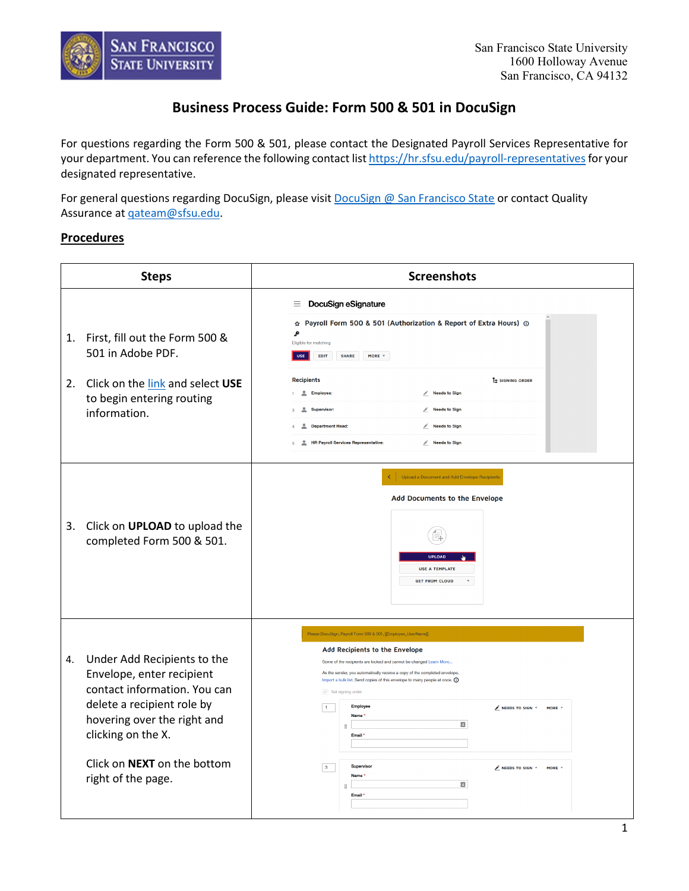San Francisco State University
1600 Holloway Avenue
San Francisco, CA 94132

# Business Process Guide: Form 500 & 501 in DocuSign

For questions regarding the Form 500 & 501, please contact the Designated Payroll Services Representative for your department. You can reference the following contact list https://hr.sfsu.edu/payroll-representatives for your designated representative.

For general questions regarding DocuSign, please visit DocuSign @ San Francisco State or contact Quality Assurance at qateam@sfsu.edu.

## Procedures

| Steps | Screenshots |
|---|---|
| 1. First, fill out the Form 500 & 501 in Adobe PDF.<br><br>2. Click on the link and select **USE** to begin entering routing information. | |
| 3. Click on **UPLOAD** to upload the completed Form 500 & 501. | |
| 4. Under Add Recipients to the Envelope, enter recipient contact information. You can delete a recipient role by hovering over the right and clicking on the X.<br><br>Click on **NEXT** on the bottom right of the page. | |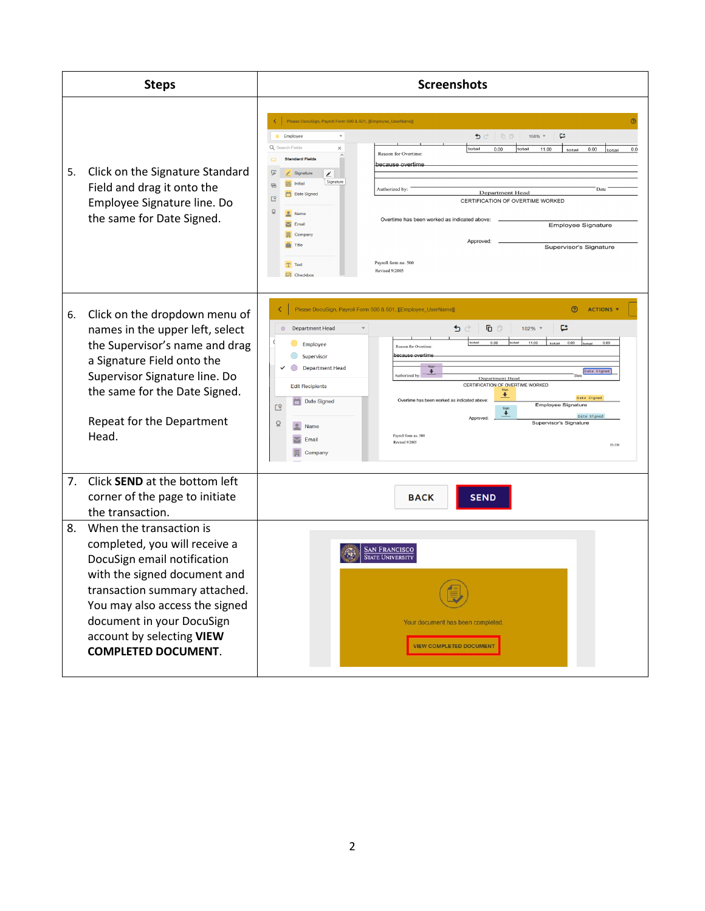| Steps | Screenshots |
| --- | --- |
| 5. Click on the Signature Standard Field and drag it onto the Employee Signature line. Do the same for Date Signed. | |
| 6. Click on the dropdown menu of names in the upper left, select the Supervisor's name and drag a Signature Field onto the Supervisor Signature line. Do the same for the Date Signed.<br><br>Repeat for the Department Head. | |
| 7. Click **SEND** at the bottom left corner of the page to initiate the transaction. | |
| 8. When the transaction is completed, you will receive a DocuSign email notification with the signed document and transaction summary attached. You may also access the signed document in your DocuSign account by selecting **VIEW COMPLETED DOCUMENT**. | |